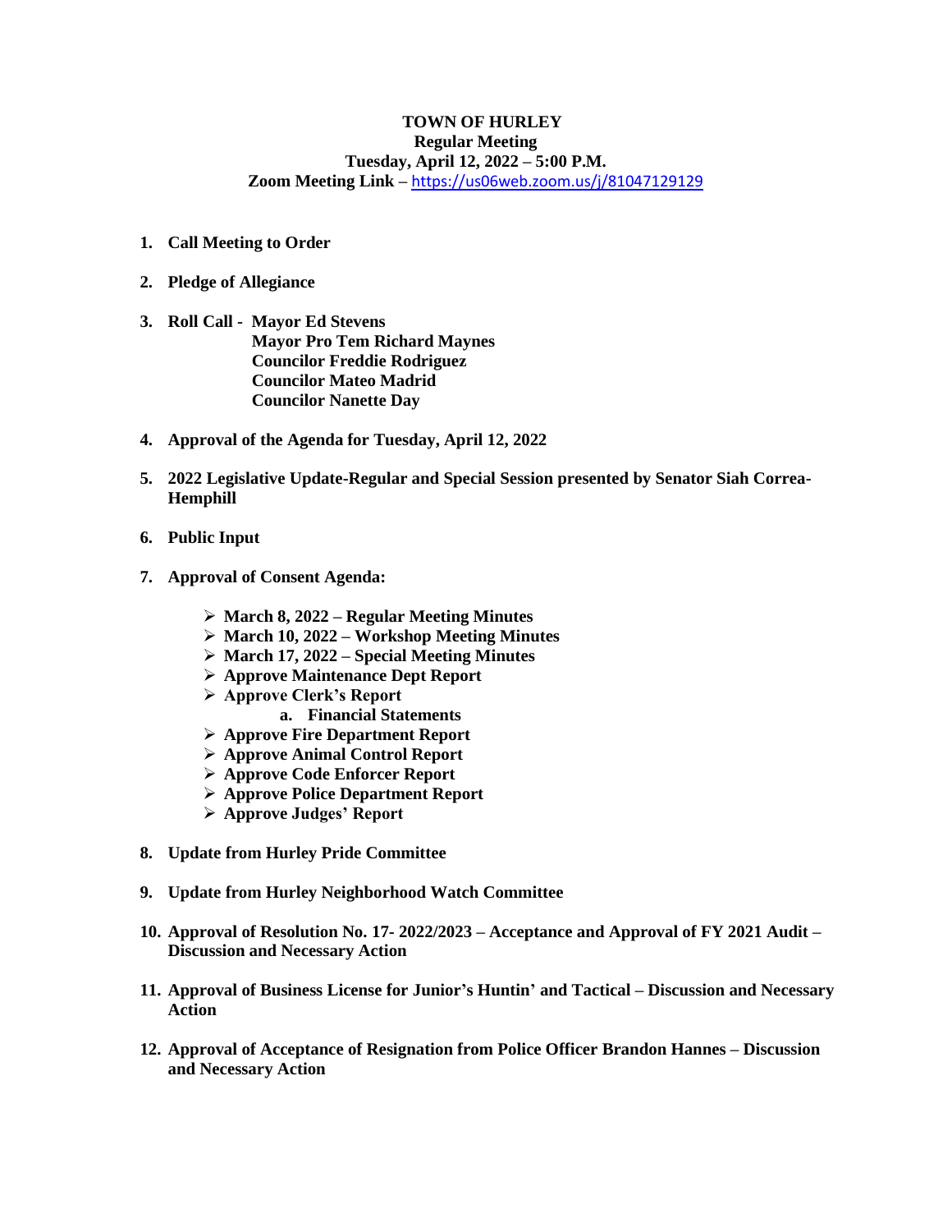**TOWN OF HURLEY**
**Regular Meeting**
**Tuesday, April 12, 2022 – 5:00 P.M.**
**Zoom Meeting Link** – https://us06web.zoom.us/j/81047129129

1. **Call Meeting to Order**

2. **Pledge of Allegiance**

3. **Roll Call - Mayor Ed Stevens**
   **Mayor Pro Tem Richard Maynes**
   **Councilor Freddie Rodriguez**
   **Councilor Mateo Madrid**
   **Councilor Nanette Day**

4. **Approval of the Agenda for Tuesday, April 12, 2022**

5. **2022 Legislative Update-Regular and Special Session presented by Senator Siah Correa-Hemphill**

6. **Public Input**

7. **Approval of Consent Agenda:**

   - **March 8, 2022 – Regular Meeting Minutes**
   - **March 10, 2022 – Workshop Meeting Minutes**
   - **March 17, 2022 – Special Meeting Minutes**
   - **Approve Maintenance Dept Report**
   - **Approve Clerk's Report**
     a. **Financial Statements**
   - **Approve Fire Department Report**
   - **Approve Animal Control Report**
   - **Approve Code Enforcer Report**
   - **Approve Police Department Report**
   - **Approve Judges' Report**

8. **Update from Hurley Pride Committee**

9. **Update from Hurley Neighborhood Watch Committee**

10. **Approval of Resolution No. 17- 2022/2023 – Acceptance and Approval of FY 2021 Audit – Discussion and Necessary Action**

11. **Approval of Business License for Junior's Huntin' and Tactical – Discussion and Necessary Action**

12. **Approval of Acceptance of Resignation from Police Officer Brandon Hannes – Discussion and Necessary Action**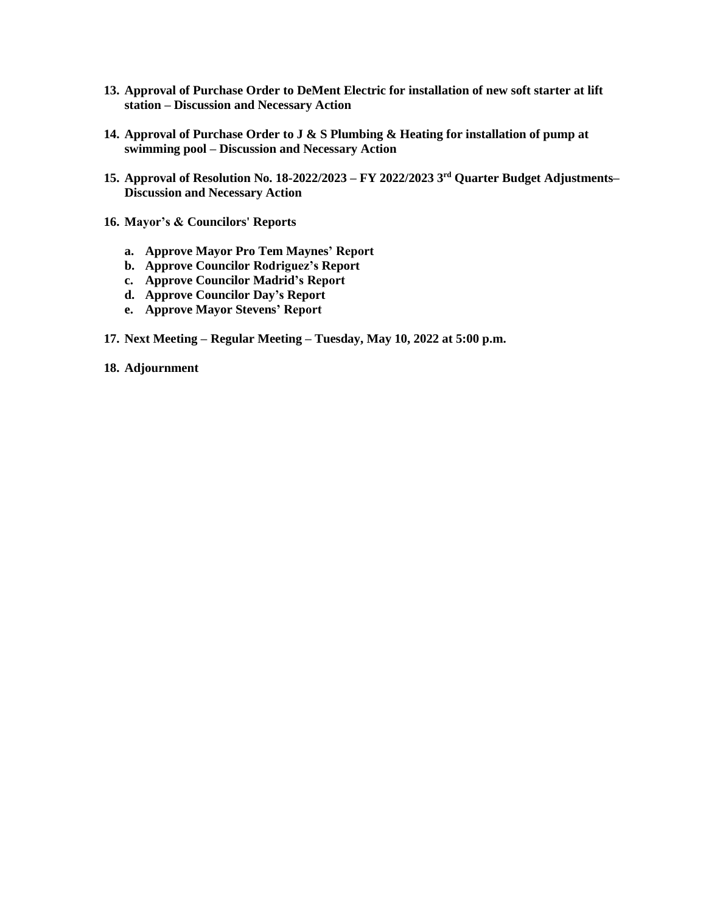13. **Approval of Purchase Order to DeMent Electric for installation of new soft starter at lift station – Discussion and Necessary Action**

14. **Approval of Purchase Order to J & S Plumbing & Heating for installation of pump at swimming pool – Discussion and Necessary Action**

15. **Approval of Resolution No. 18-2022/2023 – FY 2022/2023 3rd Quarter Budget Adjustments– Discussion and Necessary Action**

16. **Mayor's & Councilors' Reports**

    a. **Approve Mayor Pro Tem Maynes' Report**
    b. **Approve Councilor Rodriguez's Report**
    c. **Approve Councilor Madrid's Report**
    d. **Approve Councilor Day's Report**
    e. **Approve Mayor Stevens' Report**

17. **Next Meeting – Regular Meeting – Tuesday, May 10, 2022 at 5:00 p.m.**

18. **Adjournment**